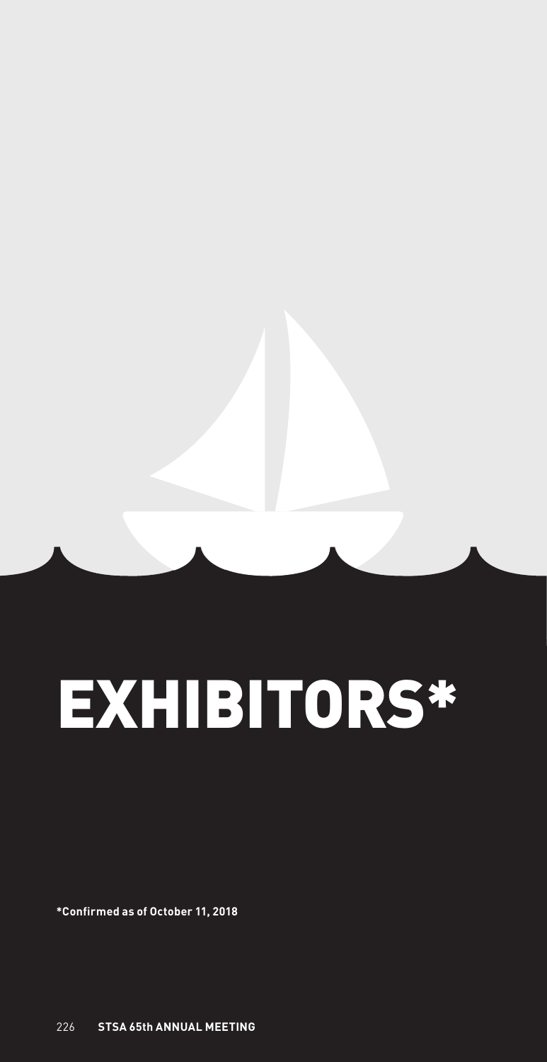# EXHIBITORS*

**\*Confirmed as of October 11, 2018**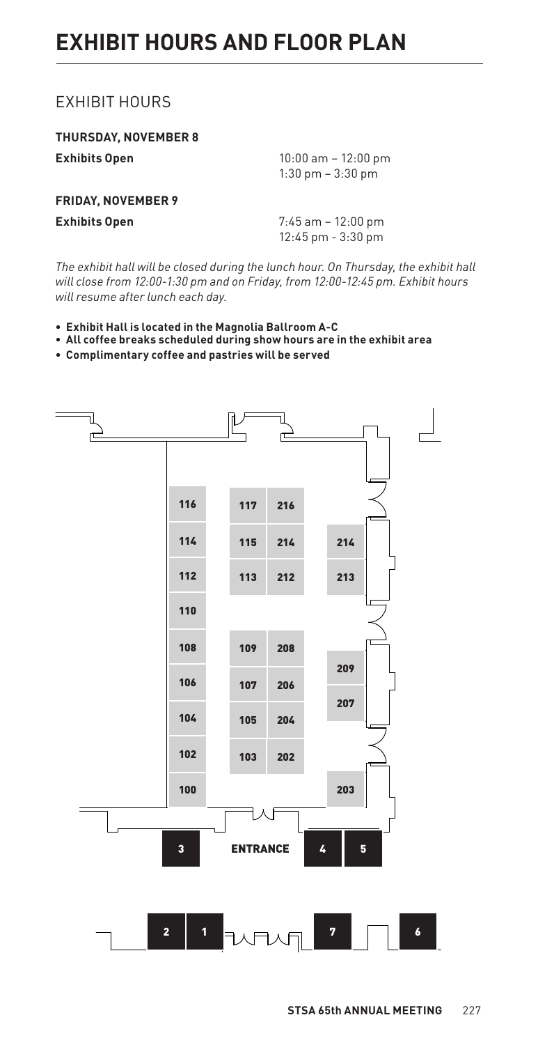# EXHIBIT HOURS AND FLOOR PLAN

## EXHIBIT HOURS

**THURSDAY, NOVEMBER 8**

**Exhibits Open** 10:00 am – 12:00 pm
1:30 pm – 3:30 pm

**FRIDAY, NOVEMBER 9**

**Exhibits Open** 7:45 am – 12:00 pm
12:45 pm - 3:30 pm

*The exhibit hall will be closed during the lunch hour. On Thursday, the exhibit hall will close from 12:00-1:30 pm and on Friday, from 12:00-12:45 pm. Exhibit hours will resume after lunch each day.*

- **Exhibit Hall is located in the Magnolia Ballroom A-C**
- **All coffee breaks scheduled during show hours are in the exhibit area**
- **Complimentary coffee and pastries will be served**

116 117 216
114 115 214 214
112 113 212 213
110
108 109 208
209
106 107 206
207
104 105 204
102 103 202
100 203

3 ENTRANCE 4 5

2 1 7 6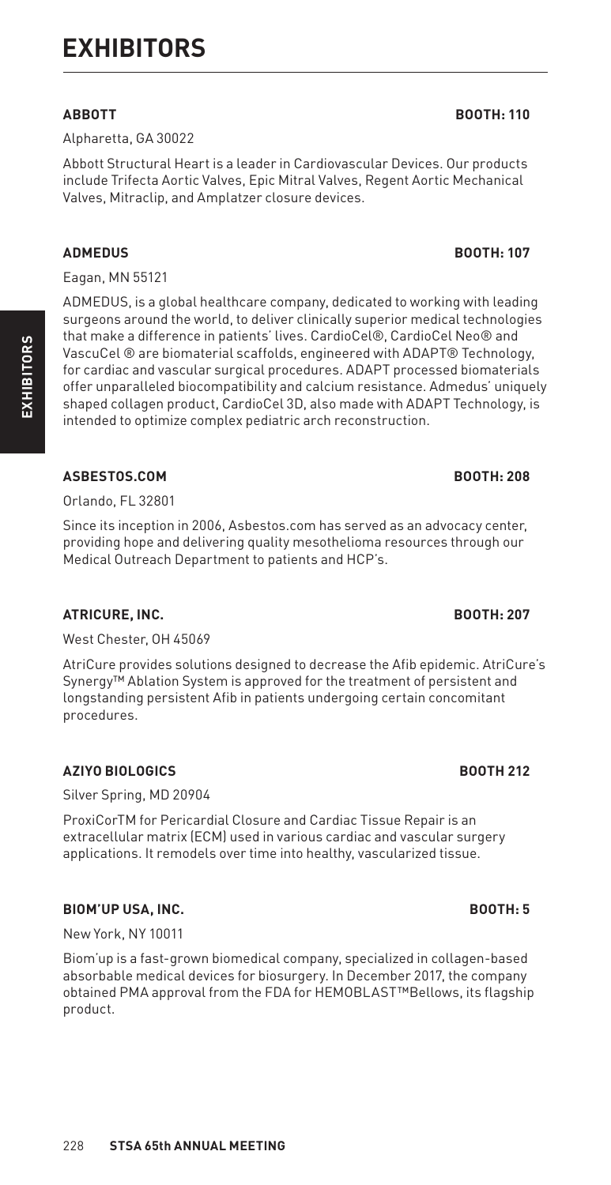# EXHIBITORS

**ABBOTT** **BOOTH: 110**

Alpharetta, GA 30022

Abbott Structural Heart is a leader in Cardiovascular Devices. Our products include Trifecta Aortic Valves, Epic Mitral Valves, Regent Aortic Mechanical Valves, Mitraclip, and Amplatzer closure devices.

**ADMEDUS** **BOOTH: 107**

Eagan, MN 55121

ADMEDUS, is a global healthcare company, dedicated to working with leading surgeons around the world, to deliver clinically superior medical technologies that make a difference in patients' lives. CardioCel®, CardioCel Neo® and VascuCel ® are biomaterial scaffolds, engineered with ADAPT® Technology, for cardiac and vascular surgical procedures. ADAPT processed biomaterials offer unparalleled biocompatibility and calcium resistance. Admedus' uniquely shaped collagen product, CardioCel 3D, also made with ADAPT Technology, is intended to optimize complex pediatric arch reconstruction.

**ASBESTOS.COM** **BOOTH: 208**

Orlando, FL 32801

Since its inception in 2006, Asbestos.com has served as an advocacy center, providing hope and delivering quality mesothelioma resources through our Medical Outreach Department to patients and HCP's.

**ATRICURE, INC.** **BOOTH: 207**

West Chester, OH 45069

AtriCure provides solutions designed to decrease the Afib epidemic. AtriCure's Synergy™ Ablation System is approved for the treatment of persistent and longstanding persistent Afib in patients undergoing certain concomitant procedures.

**AZIYO BIOLOGICS** **BOOTH 212**

Silver Spring, MD 20904

ProxiCorTM for Pericardial Closure and Cardiac Tissue Repair is an extracellular matrix (ECM) used in various cardiac and vascular surgery applications. It remodels over time into healthy, vascularized tissue.

**BIOM'UP USA, INC.** **BOOTH: 5**

New York, NY 10011

Biom'up is a fast-grown biomedical company, specialized in collagen-based absorbable medical devices for biosurgery. In December 2017, the company obtained PMA approval from the FDA for HEMOBLAST™Bellows, its flagship product.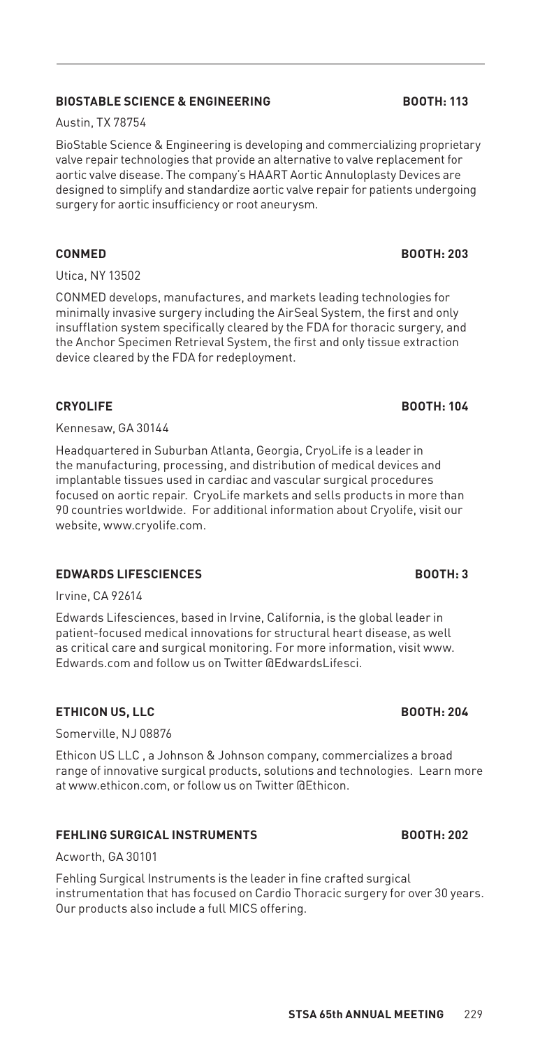### BIOSTABLE SCIENCE & ENGINEERING — BOOTH: 113

Austin, TX 78754

BioStable Science & Engineering is developing and commercializing proprietary valve repair technologies that provide an alternative to valve replacement for aortic valve disease. The company's HAART Aortic Annuloplasty Devices are designed to simplify and standardize aortic valve repair for patients undergoing surgery for aortic insufficiency or root aneurysm.

### CONMED — BOOTH: 203

Utica, NY 13502

CONMED develops, manufactures, and markets leading technologies for minimally invasive surgery including the AirSeal System, the first and only insufflation system specifically cleared by the FDA for thoracic surgery, and the Anchor Specimen Retrieval System, the first and only tissue extraction device cleared by the FDA for redeployment.

### CRYOLIFE — BOOTH: 104

Kennesaw, GA 30144

Headquartered in Suburban Atlanta, Georgia, CryoLife is a leader in the manufacturing, processing, and distribution of medical devices and implantable tissues used in cardiac and vascular surgical procedures focused on aortic repair. CryoLife markets and sells products in more than 90 countries worldwide. For additional information about Cryolife, visit our website, www.cryolife.com.

### EDWARDS LIFESCIENCES — BOOTH: 3

Irvine, CA 92614

Edwards Lifesciences, based in Irvine, California, is the global leader in patient-focused medical innovations for structural heart disease, as well as critical care and surgical monitoring. For more information, visit www.Edwards.com and follow us on Twitter @EdwardsLifesci.

### ETHICON US, LLC — BOOTH: 204

Somerville, NJ 08876

Ethicon US LLC , a Johnson & Johnson company, commercializes a broad range of innovative surgical products, solutions and technologies. Learn more at www.ethicon.com, or follow us on Twitter @Ethicon.

### FEHLING SURGICAL INSTRUMENTS — BOOTH: 202

Acworth, GA 30101

Fehling Surgical Instruments is the leader in fine crafted surgical instrumentation that has focused on Cardio Thoracic surgery for over 30 years. Our products also include a full MICS offering.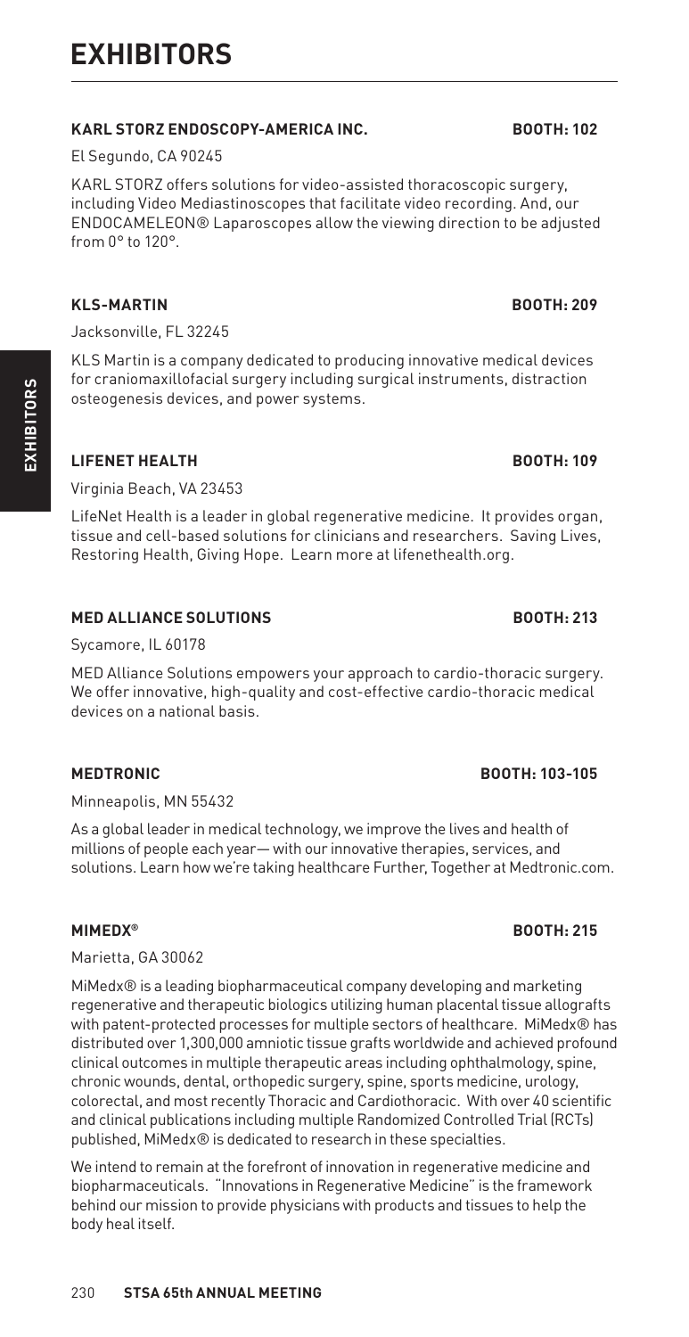# EXHIBITORS

**KARL STORZ ENDOSCOPY-AMERICA INC.** **BOOTH: 102**

El Segundo, CA 90245

KARL STORZ offers solutions for video-assisted thoracoscopic surgery, including Video Mediastinoscopes that facilitate video recording. And, our ENDOCAMELEON® Laparoscopes allow the viewing direction to be adjusted from 0° to 120°.

**KLS-MARTIN** **BOOTH: 209**

Jacksonville, FL 32245

KLS Martin is a company dedicated to producing innovative medical devices for craniomaxillofacial surgery including surgical instruments, distraction osteogenesis devices, and power systems.

**LIFENET HEALTH** **BOOTH: 109**

Virginia Beach, VA 23453

LifeNet Health is a leader in global regenerative medicine. It provides organ, tissue and cell-based solutions for clinicians and researchers. Saving Lives, Restoring Health, Giving Hope. Learn more at lifenethealth.org.

**MED ALLIANCE SOLUTIONS** **BOOTH: 213**

Sycamore, IL 60178

MED Alliance Solutions empowers your approach to cardio-thoracic surgery. We offer innovative, high-quality and cost-effective cardio-thoracic medical devices on a national basis.

**MEDTRONIC** **BOOTH: 103-105**

Minneapolis, MN 55432

As a global leader in medical technology, we improve the lives and health of millions of people each year— with our innovative therapies, services, and solutions. Learn how we're taking healthcare Further, Together at Medtronic.com.

**MIMEDX®** **BOOTH: 215**

Marietta, GA 30062

MiMedx® is a leading biopharmaceutical company developing and marketing regenerative and therapeutic biologics utilizing human placental tissue allografts with patent-protected processes for multiple sectors of healthcare. MiMedx® has distributed over 1,300,000 amniotic tissue grafts worldwide and achieved profound clinical outcomes in multiple therapeutic areas including ophthalmology, spine, chronic wounds, dental, orthopedic surgery, spine, sports medicine, urology, colorectal, and most recently Thoracic and Cardiothoracic. With over 40 scientific and clinical publications including multiple Randomized Controlled Trial (RCTs) published, MiMedx® is dedicated to research in these specialties.

We intend to remain at the forefront of innovation in regenerative medicine and biopharmaceuticals. "Innovations in Regenerative Medicine" is the framework behind our mission to provide physicians with products and tissues to help the body heal itself.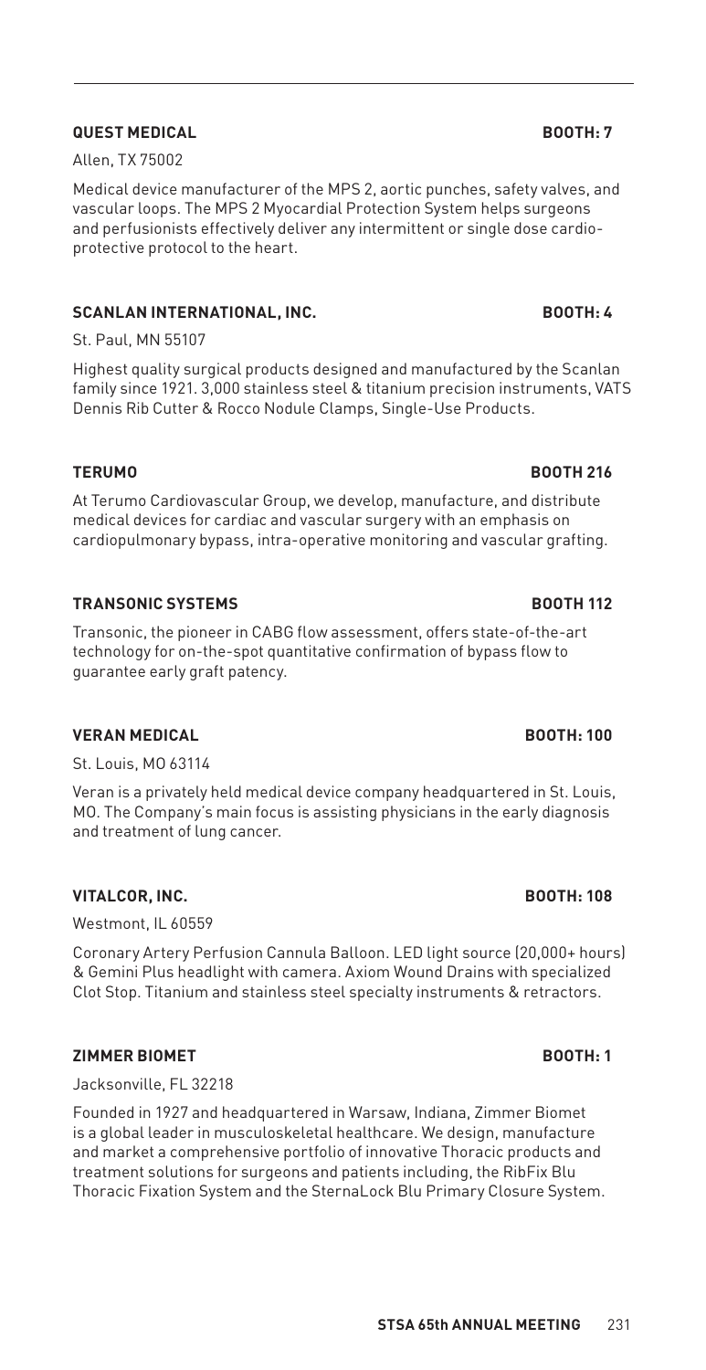**QUEST MEDICAL** **BOOTH: 7**

Allen, TX 75002

Medical device manufacturer of the MPS 2, aortic punches, safety valves, and vascular loops. The MPS 2 Myocardial Protection System helps surgeons and perfusionists effectively deliver any intermittent or single dose cardio-protective protocol to the heart.

**SCANLAN INTERNATIONAL, INC.** **BOOTH: 4**

St. Paul, MN 55107

Highest quality surgical products designed and manufactured by the Scanlan family since 1921. 3,000 stainless steel & titanium precision instruments, VATS Dennis Rib Cutter & Rocco Nodule Clamps, Single-Use Products.

**TERUMO** **BOOTH 216**

At Terumo Cardiovascular Group, we develop, manufacture, and distribute medical devices for cardiac and vascular surgery with an emphasis on cardiopulmonary bypass, intra-operative monitoring and vascular grafting.

**TRANSONIC SYSTEMS** **BOOTH 112**

Transonic, the pioneer in CABG flow assessment, offers state-of-the-art technology for on-the-spot quantitative confirmation of bypass flow to guarantee early graft patency.

**VERAN MEDICAL** **BOOTH: 100**

St. Louis, MO 63114

Veran is a privately held medical device company headquartered in St. Louis, MO. The Company's main focus is assisting physicians in the early diagnosis and treatment of lung cancer.

**VITALCOR, INC.** **BOOTH: 108**

Westmont, IL 60559

Coronary Artery Perfusion Cannula Balloon. LED light source (20,000+ hours) & Gemini Plus headlight with camera. Axiom Wound Drains with specialized Clot Stop. Titanium and stainless steel specialty instruments & retractors.

**ZIMMER BIOMET** **BOOTH: 1**

Jacksonville, FL 32218

Founded in 1927 and headquartered in Warsaw, Indiana, Zimmer Biomet is a global leader in musculoskeletal healthcare. We design, manufacture and market a comprehensive portfolio of innovative Thoracic products and treatment solutions for surgeons and patients including, the RibFix Blu Thoracic Fixation System and the SternaLock Blu Primary Closure System.